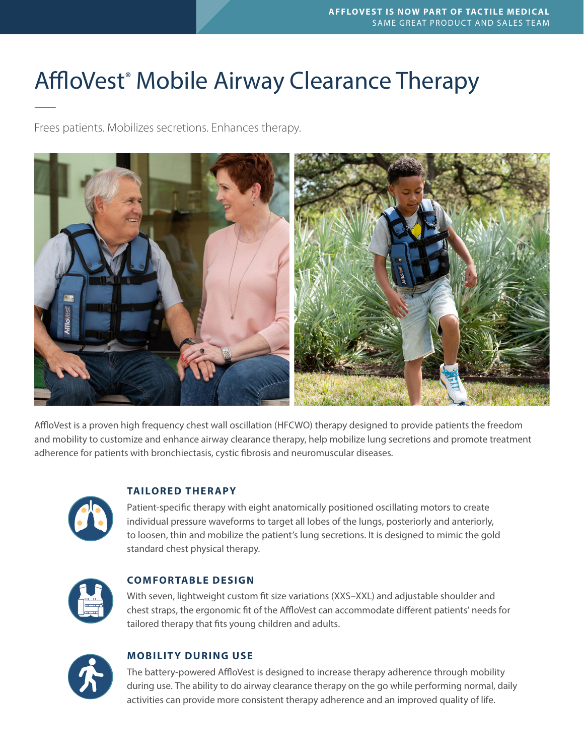**AFFLOVEST IS NOW PART OF TACTILE MEDICAL**
SAME GREAT PRODUCT AND SALES TEAM

# AffloVest® Mobile Airway Clearance Therapy

Frees patients. Mobilizes secretions. Enhances therapy.

AffloVest is a proven high frequency chest wall oscillation (HFCWO) therapy designed to provide patients the freedom and mobility to customize and enhance airway clearance therapy, help mobilize lung secretions and promote treatment adherence for patients with bronchiectasis, cystic fibrosis and neuromuscular diseases.

## TAILORED THERAPY

Patient-specific therapy with eight anatomically positioned oscillating motors to create individual pressure waveforms to target all lobes of the lungs, posteriorly and anteriorly, to loosen, thin and mobilize the patient's lung secretions. It is designed to mimic the gold standard chest physical therapy.

## COMFORTABLE DESIGN

With seven, lightweight custom fit size variations (XXS–XXL) and adjustable shoulder and chest straps, the ergonomic fit of the AffloVest can accommodate different patients' needs for tailored therapy that fits young children and adults.

## MOBILITY DURING USE

The battery-powered AffloVest is designed to increase therapy adherence through mobility during use. The ability to do airway clearance therapy on the go while performing normal, daily activities can provide more consistent therapy adherence and an improved quality of life.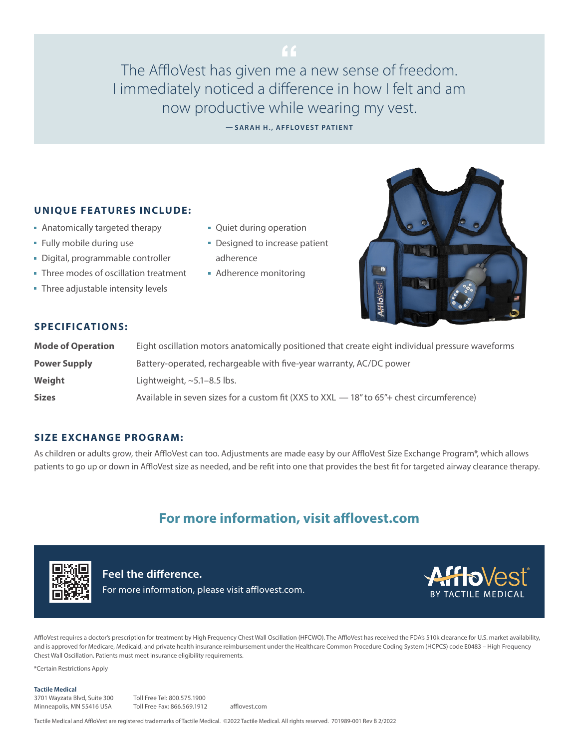> The AffloVest has given me a new sense of freedom. I immediately noticed a difference in how I felt and am now productive while wearing my vest.
>
> — SARAH H., AFFLOVEST PATIENT

## UNIQUE FEATURES INCLUDE:

- Anatomically targeted therapy
- Fully mobile during use
- Digital, programmable controller
- Three modes of oscillation treatment
- Three adjustable intensity levels
- Quiet during operation
- Designed to increase patient adherence
- Adherence monitoring

## SPECIFICATIONS:

| | |
|---|---|
| **Mode of Operation** | Eight oscillation motors anatomically positioned that create eight individual pressure waveforms |
| **Power Supply** | Battery-operated, rechargeable with five-year warranty, AC/DC power |
| **Weight** | Lightweight, ~5.1–8.5 lbs. |
| **Sizes** | Available in seven sizes for a custom fit (XXS to XXL — 18" to 65"+ chest circumference) |

## SIZE EXCHANGE PROGRAM:

As children or adults grow, their AffloVest can too. Adjustments are made easy by our AffloVest Size Exchange Program*, which allows patients to go up or down in AffloVest size as needed, and be refit into one that provides the best fit for targeted airway clearance therapy.

## For more information, visit afflovest.com

**Feel the difference.**
For more information, please visit afflovest.com.

AffloVest® BY TACTILE MEDICAL

AffloVest requires a doctor's prescription for treatment by High Frequency Chest Wall Oscillation (HFCWO). The AffloVest has received the FDA's 510k clearance for U.S. market availability, and is approved for Medicare, Medicaid, and private health insurance reimbursement under the Healthcare Common Procedure Coding System (HCPCS) code E0483 – High Frequency Chest Wall Oscillation. Patients must meet insurance eligibility requirements.

*Certain Restrictions Apply

**Tactile Medical**
3701 Wayzata Blvd, Suite 300
Minneapolis, MN 55416 USA

Toll Free Tel: 800.575.1900
Toll Free Fax: 866.569.1912

afflovest.com

Tactile Medical and AffloVest are registered trademarks of Tactile Medical. ©2022 Tactile Medical. All rights reserved. 701989-001 Rev B 2/2022